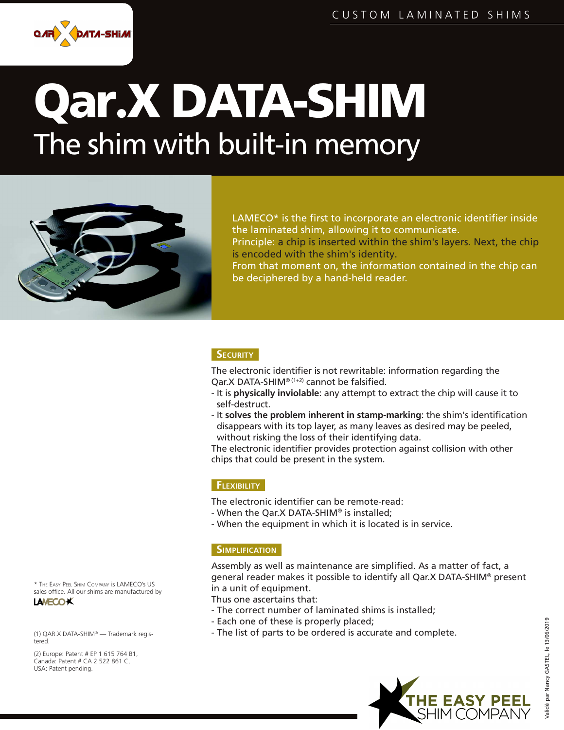CUSTOM LAMINATED SHIMS

# Qar.X DATA-SHIM

## The shim with built-in memory

LAMECO* is the first to incorporate an electronic identifier inside the laminated shim, allowing it to communicate.
Principle: a chip is inserted within the shim's layers. Next, the chip is encoded with the shim's identity.
From that moment on, the information contained in the chip can be deciphered by a hand-held reader.

### Security

The electronic identifier is not rewritable: information regarding the Qar.X DATA-SHIM® (1+2) cannot be falsified.

- It is **physically inviolable**: any attempt to extract the chip will cause it to self-destruct.
- It **solves the problem inherent in stamp-marking**: the shim's identification disappears with its top layer, as many leaves as desired may be peeled, without risking the loss of their identifying data.

The electronic identifier provides protection against collision with other chips that could be present in the system.

### Flexibility

The electronic identifier can be remote-read:

- When the Qar.X DATA-SHIM® is installed;
- When the equipment in which it is located is in service.

### Simplification

Assembly as well as maintenance are simplified. As a matter of fact, a general reader makes it possible to identify all Qar.X DATA-SHIM® present in a unit of equipment.
Thus one ascertains that:

- The correct number of laminated shims is installed;
- Each one of these is properly placed;
- The list of parts to be ordered is accurate and complete.

\* The Easy Peel Shim Company is LAMECO's US sales office. All our shims are manufactured by LAMECO

(1) QAR.X DATA-SHIM® — Trademark registered.

(2) Europe: Patent # EP 1 615 764 B1,
Canada: Patent # CA 2 522 861 C,
USA: Patent pending.

THE EASY PEEL SHIM COMPANY

Validé par Nancy GASTEL le 13/06/2019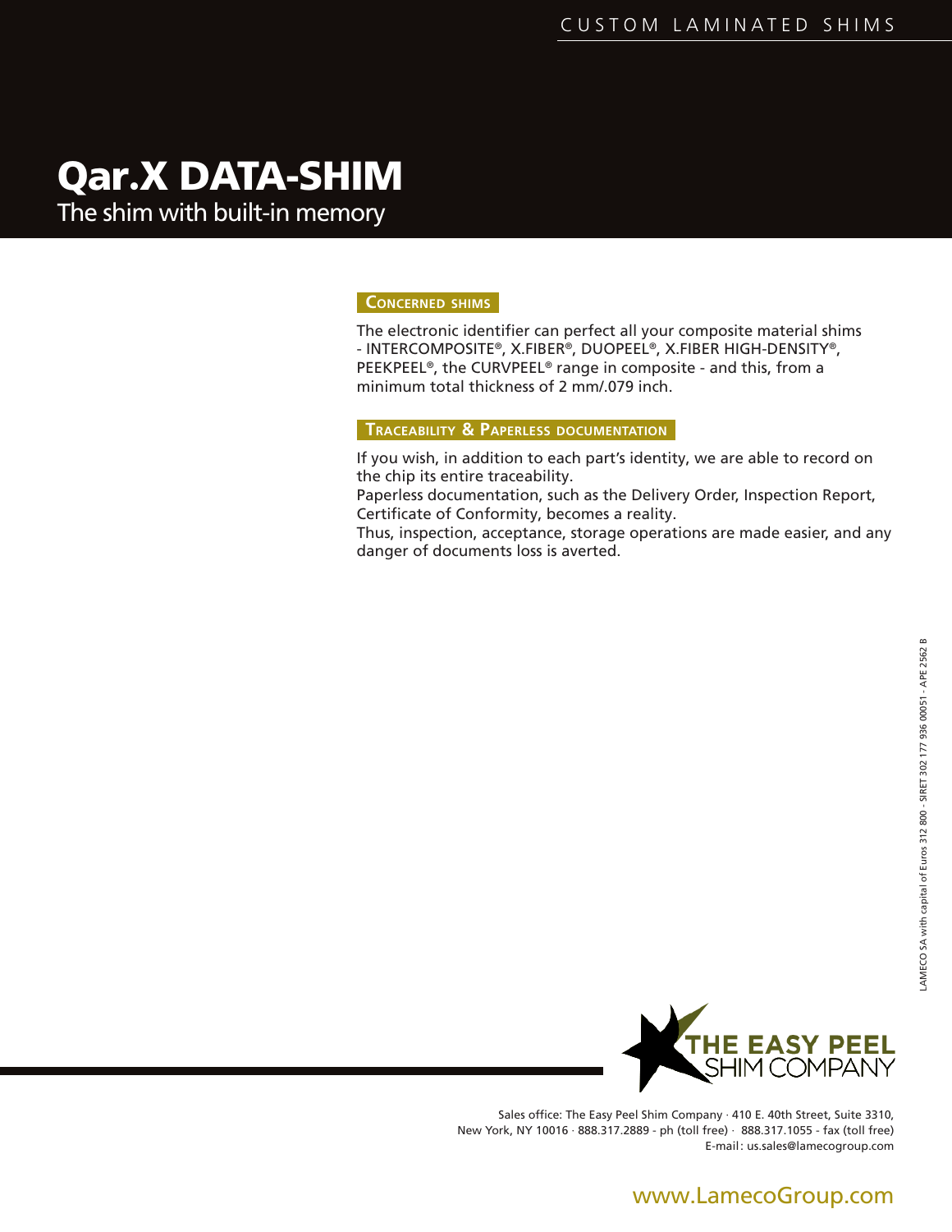# Qar.X DATA-SHIM

The shim with built-in memory

## Concerned shims

The electronic identifier can perfect all your composite material shims - INTERCOMPOSITE®, X.FIBER®, DUOPEEL®, X.FIBER HIGH-DENSITY®, PEEKPEEL®, the CURVPEEL® range in composite - and this, from a minimum total thickness of 2 mm/.079 inch.

## Traceability & Paperless documentation

If you wish, in addition to each part's identity, we are able to record on the chip its entire traceability.

Paperless documentation, such as the Delivery Order, Inspection Report, Certificate of Conformity, becomes a reality.

Thus, inspection, acceptance, storage operations are made easier, and any danger of documents loss is averted.

LAMECO SA with capital of Euros 312 800 - SIRET 302 177 936 00051 - APE 2562 B

THE EASY PEEL SHIM COMPANY

Sales office: The Easy Peel Shim Company · 410 E. 40th Street, Suite 3310, New York, NY 10016 · 888.317.2889 - ph (toll free) · 888.317.1055 - fax (toll free)
E-mail: us.sales@lamecogroup.com

www.LamecoGroup.com